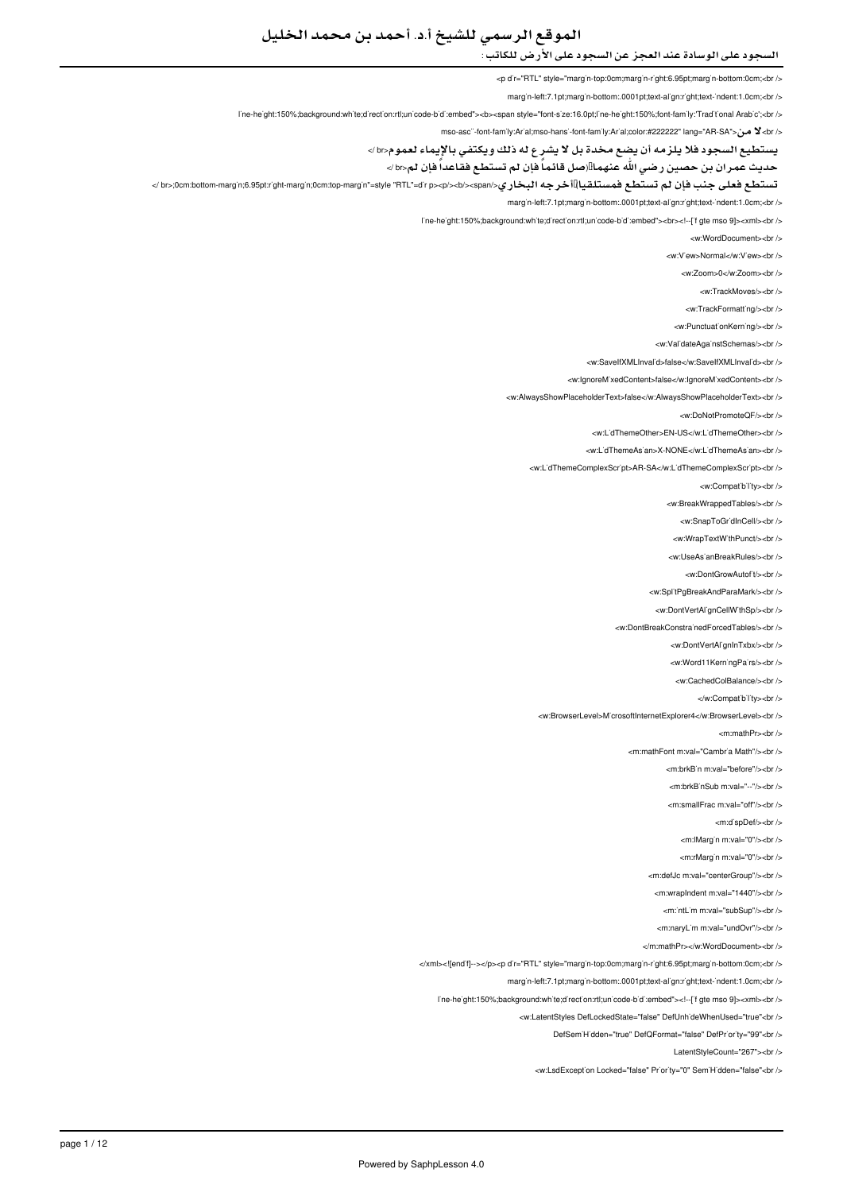# الموقع الرسمي للشيخ أ.د. أحمد بن محمد الخليل

## السجود على الوسادة عند العجز عن السجود على الأرض للكاتب :

<p d'r="RTL" style="marg'n-top:0cm;marg'n-r'ght:6.95pt;marg'n-bottom:0cm;<br />

marg'n-left:7.1pt;marg'n-bottom:.0001pt;text-al'gn:r'ght;text-'ndent:1.0cm;<br />

l'ne-he'ght:150%;background:wh'te;d'rect'on:rtl;un'code-b'd':embed"><b><span style="font-s'ze:16.0pt;l'ne-he'ght:150%;font-fam'ly:'Trad't'onal Arab'c';<br />

mso-asc''-font-fam'ly:Ar'al;mso-hans'-font-fam'ly:Ar'al;color:#222222" lang="AR-SA">**لا من**<br />

**يستطيع السجود فلا يلزمه أن يضع مخدة بل لا يشرع له ذلك ويكتفي بالإيماء لعموم**<br />

**حديث عمران بن حصين رضي الله عنهما(صل قائماً فإن لم تستطع فقاعداً فإن لم**<br />

**تستطع فعلى جنب فإن لم تستطع فمستلقيا)أخرجه البخاري**</span></b><p></p></p><p d'r="RTL" style="marg'n-top:0cm;marg'n-r'ght:6.95pt;marg'n-bottom:0cm;<br />

marg'n-left:7.1pt;marg'n-bottom:.0001pt;text-al'gn:r'ght;text-'ndent:1.0cm;<br />

l'ne-he'ght:150%;background:wh'te;d'rect'on:rtl;un'code-b'd':embed"><br><!--['f gte mso 9]><xml><br />

<w:WordDocument><br />

<w:V'ew>Normal</w:V'ew><br />

<w:Zoom>0</w:Zoom><br />

<w:TrackMoves/><br />

<w:TrackFormatt'ng/><br />

<w:Punctuat'onKern'ng/><br />

<w:Val'dateAga'nstSchemas/><br />

<w:SaveIfXMLInval'd>false</w:SaveIfXMLInval'd><br />

<w:IgnoreM'xedContent>false</w:IgnoreM'xedContent><br />

<w:AlwaysShowPlaceholderText>false</w:AlwaysShowPlaceholderText><br />

<w:DoNotPromoteQF/><br />

<w:L'dThemeOther>EN-US</w:L'dThemeOther><br />

<w:L'dThemeAs'an>X-NONE</w:L'dThemeAs'an><br />

<w:L'dThemeComplexScr'pt>AR-SA</w:L'dThemeComplexScr'pt><br />

<w:Compat'b'l'ty><br />

<w:BreakWrappedTables/><br />

<w:SnapToGr'dInCell/><br />

<w:WrapTextW'thPunct/><br />

<w:UseAs'anBreakRules/><br />

<w:DontGrowAutof't/><br />

<w:Spl'tPgBreakAndParaMark/><br />

<w:DontVertAl'gnCellW'thSp/><br />

<w:DontBreakConstra'nedForcedTables/><br />

<w:DontVertAl'gnInTxbx/><br />

<w:Word11Kern'ngPa'rs/><br />

<w:CachedColBalance/><br />

</w:Compat'b'l'ty><br />

<w:BrowserLevel>M'crosoftInternetExplorer4</w:BrowserLevel><br />

<m:mathPr><br />

<m:mathFont m:val="Cambr'a Math"/><br />

<m:brkB'n m:val="before"/><br />

<m:brkB'nSub m:val="--"/><br />

<m:smallFrac m:val="off"/><br />

<m:d'spDef/><br />

<m:lMarg'n m:val="0"/><br />

<m:rMarg'n m:val="0"/><br />

<m:defJc m:val="centerGroup"/><br />

<m:wrapIndent m:val="1440"/><br />

<m:'ntL'm m:val="subSup"/><br />

<m:naryL'm m:val="undOvr"/><br />

</m:mathPr></w:WordDocument><br />

</xml><![end'f]--></p><p d'r="RTL" style="marg'n-top:0cm;marg'n-r'ght:6.95pt;marg'n-bottom:0cm;<br />

marg'n-left:7.1pt;marg'n-bottom:.0001pt;text-al'gn:r'ght;text-'ndent:1.0cm;<br />

l'ne-he'ght:150%;background:wh'te;d'rect'on:rtl;un'code-b'd':embed"><!--[if gte mso 9]><xml><br />

<w:LatentStyles DefLockedState="false" DefUnh'deWhenUsed="true"<br />

DefSem'H'dden="true" DefQFormat="false" DefPr'or'ty="99"<br />

LatentStyleCount="267"><br />

<w:LsdExcept'on Locked="false" Pr'or'ty="0" Sem'H'dden="false"<br />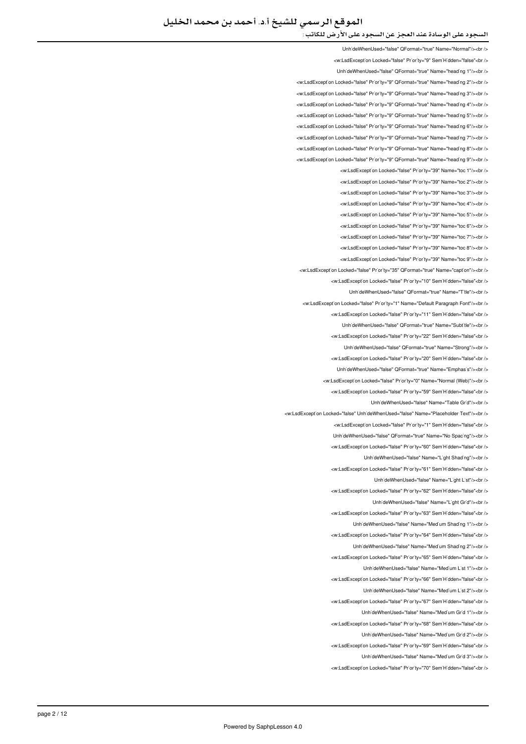```
Unh`deWhenUsed="false" QFormat="true" Name="Normal"/><br />
<w:LsdExcept`on Locked="false" Pr`or`ty="9" Sem`H`dden="false"<br />
Unh`deWhenUsed="false" QFormat="true" Name="head`ng 1"/><br />
<w:LsdExcept`on Locked="false" Pr`or`ty="9" QFormat="true" Name="head`ng 2"/><br />
<w:LsdExcept`on Locked="false" Pr`or`ty="9" QFormat="true" Name="head`ng 3"/><br />
<w:LsdExcept`on Locked="false" Pr`or`ty="9" QFormat="true" Name="head`ng 4"/><br />
<w:LsdExcept`on Locked="false" Pr`or`ty="9" QFormat="true" Name="head`ng 5"/><br />
<w:LsdExcept`on Locked="false" Pr`or`ty="9" QFormat="true" Name="head`ng 6"/><br />
<w:LsdExcept`on Locked="false" Pr`or`ty="9" QFormat="true" Name="head`ng 7"/><br />
<w:LsdExcept`on Locked="false" Pr`or`ty="9" QFormat="true" Name="head`ng 8"/><br />
<w:LsdExcept`on Locked="false" Pr`or`ty="9" QFormat="true" Name="head`ng 9"/><br />
<w:LsdExcept`on Locked="false" Pr`or`ty="39" Name="toc 1"/><br />
<w:LsdExcept`on Locked="false" Pr`or`ty="39" Name="toc 2"/><br />
<w:LsdExcept`on Locked="false" Pr`or`ty="39" Name="toc 3"/><br />
<w:LsdExcept`on Locked="false" Pr`or`ty="39" Name="toc 4"/><br />
<w:LsdExcept`on Locked="false" Pr`or`ty="39" Name="toc 5"/><br />
<w:LsdExcept`on Locked="false" Pr`or`ty="39" Name="toc 6"/><br />
<w:LsdExcept`on Locked="false" Pr`or`ty="39" Name="toc 7"/><br />
<w:LsdExcept`on Locked="false" Pr`or`ty="39" Name="toc 8"/><br />
<w:LsdExcept`on Locked="false" Pr`or`ty="39" Name="toc 9"/><br />
<w:LsdExcept`on Locked="false" Pr`or`ty="35" QFormat="true" Name="capt`on"/><br />
<w:LsdExcept`on Locked="false" Pr`or`ty="10" Sem`H`dden="false"<br />
Unh`deWhenUsed="false" QFormat="true" Name="T`tle"/><br />
<w:LsdExcept`on Locked="false" Pr`or`ty="1" Name="Default Paragraph Font"/><br />
<w:LsdExcept`on Locked="false" Pr`or`ty="11" Sem`H`dden="false"<br />
Unh`deWhenUsed="false" QFormat="true" Name="Subt`tle"/><br />
<w:LsdExcept`on Locked="false" Pr`or`ty="22" Sem`H`dden="false"<br />
Unh`deWhenUsed="false" QFormat="true" Name="Strong"/><br />
<w:LsdExcept`on Locked="false" Pr`or`ty="20" Sem`H`dden="false"<br />
Unh`deWhenUsed="false" QFormat="true" Name="Emphas`s"/><br />
<w:LsdExcept`on Locked="false" Pr`or`ty="0" Name="Normal (Web)"/><br />
<w:LsdExcept`on Locked="false" Pr`or`ty="59" Sem`H`dden="false"<br />
Unh`deWhenUsed="false" Name="Table Gr`d"/><br />
<w:LsdExcept`on Locked="false" Unh`deWhenUsed="false" Name="Placeholder Text"/><br />
<w:LsdExcept`on Locked="false" Pr`or`ty="1" Sem`H`dden="false"<br />
Unh`deWhenUsed="false" QFormat="true" Name="No Spac`ng"/><br />
<w:LsdExcept`on Locked="false" Pr`or`ty="60" Sem`H`dden="false"<br />
Unh`deWhenUsed="false" Name="L`ght Shad`ng"/><br />
<w:LsdExcept`on Locked="false" Pr`or`ty="61" Sem`H`dden="false"<br />
Unh`deWhenUsed="false" Name="L`ght L`st"/><br />
<w:LsdExcept`on Locked="false" Pr`or`ty="62" Sem`H`dden="false"<br />
Unh`deWhenUsed="false" Name="L`ght Gr`d"/><br />
<w:LsdExcept`on Locked="false" Pr`or`ty="63" Sem`H`dden="false"<br />
Unh`deWhenUsed="false" Name="Med`um Shad`ng 1"/><br />
<w:LsdExcept`on Locked="false" Pr`or`ty="64" Sem`H`dden="false"<br />
Unh`deWhenUsed="false" Name="Med`um Shad`ng 2"/><br />
<w:LsdExcept`on Locked="false" Pr`or`ty="65" Sem`H`dden="false"<br />
Unh`deWhenUsed="false" Name="Med`um L`st 1"/><br />
<w:LsdExcept`on Locked="false" Pr`or`ty="66" Sem`H`dden="false"<br />
Unh`deWhenUsed="false" Name="Med`um L`st 2"/><br />
<w:LsdExcept`on Locked="false" Pr`or`ty="67" Sem`H`dden="false"<br />
Unh`deWhenUsed="false" Name="Med`um Gr`d 1"/><br />
<w:LsdExcept`on Locked="false" Pr`or`ty="68" Sem`H`dden="false"<br />
Unh`deWhenUsed="false" Name="Med`um Gr`d 2"/><br />
<w:LsdExcept`on Locked="false" Pr`or`ty="69" Sem`H`dden="false"<br />
Unh`deWhenUsed="false" Name="Med`um Gr`d 3"/><br />
<w:LsdExcept`on Locked="false" Pr`or`ty="70" Sem`H`dden="false"<br />
```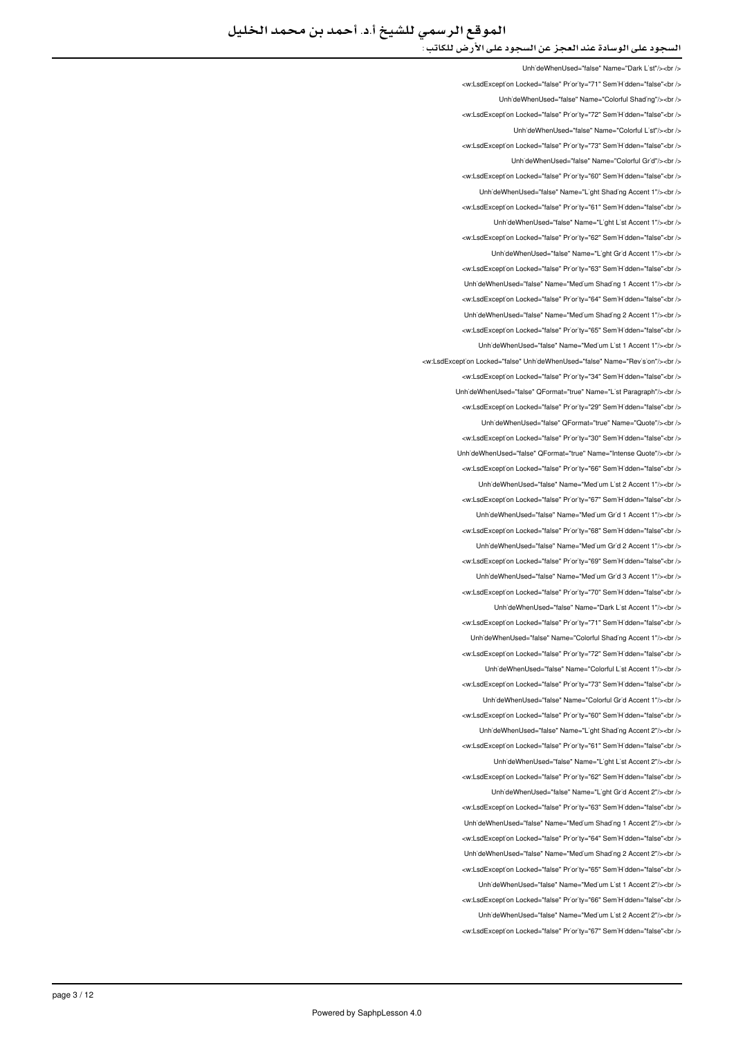Unh`deWhenUsed="false" Name="Dark L`st"/><br />

<w:LsdExcept`on Locked="false" Pr`or`ty="71" Sem`H`dden="false"<br />

Unh`deWhenUsed="false" Name="Colorful Shad`ng"/><br />

<w:LsdExcept`on Locked="false" Pr`or`ty="72" Sem`H`dden="false"<br />

Unh`deWhenUsed="false" Name="Colorful L`st"/><br />

<w:LsdExcept`on Locked="false" Pr`or`ty="73" Sem`H`dden="false"<br />

Unh`deWhenUsed="false" Name="Colorful Gr`d"/><br />

<w:LsdExcept`on Locked="false" Pr`or`ty="60" Sem`H`dden="false"<br />

Unh`deWhenUsed="false" Name="L`ght Shad`ng Accent 1"/><br />

<w:LsdExcept`on Locked="false" Pr`or`ty="61" Sem`H`dden="false"<br />

Unh`deWhenUsed="false" Name="L`ght L`st Accent 1"/><br />

<w:LsdExcept`on Locked="false" Pr`or`ty="62" Sem`H`dden="false"<br />

Unh`deWhenUsed="false" Name="L`ght Gr`d Accent 1"/><br />

<w:LsdExcept`on Locked="false" Pr`or`ty="63" Sem`H`dden="false"<br />

Unh`deWhenUsed="false" Name="Med`um Shad`ng 1 Accent 1"/><br />

<w:LsdExcept`on Locked="false" Pr`or`ty="64" Sem`H`dden="false"<br />

Unh`deWhenUsed="false" Name="Med`um Shad`ng 2 Accent 1"/><br />

<w:LsdExcept`on Locked="false" Pr`or`ty="65" Sem`H`dden="false"<br />

Unh`deWhenUsed="false" Name="Med`um L`st 1 Accent 1"/><br />

<w:LsdExcept`on Locked="false" Unh`deWhenUsed="false" Name="Rev`s`on"/><br />

<w:LsdExcept`on Locked="false" Pr`or`ty="34" Sem`H`dden="false"<br />

Unh`deWhenUsed="false" QFormat="true" Name="L`st Paragraph"/><br />

<w:LsdExcept`on Locked="false" Pr`or`ty="29" Sem`H`dden="false"<br />

Unh`deWhenUsed="false" QFormat="true" Name="Quote"/><br />

<w:LsdExcept`on Locked="false" Pr`or`ty="30" Sem`H`dden="false"<br />

Unh`deWhenUsed="false" QFormat="true" Name="Intense Quote"/><br />

<w:LsdExcept`on Locked="false" Pr`or`ty="66" Sem`H`dden="false"<br />

Unh`deWhenUsed="false" Name="Med`um L`st 2 Accent 1"/><br />

<w:LsdExcept`on Locked="false" Pr`or`ty="67" Sem`H`dden="false"<br />

Unh`deWhenUsed="false" Name="Med`um Gr`d 1 Accent 1"/><br />

<w:LsdExcept`on Locked="false" Pr`or`ty="68" Sem`H`dden="false"<br />

Unh`deWhenUsed="false" Name="Med`um Gr`d 2 Accent 1"/><br />

<w:LsdExcept`on Locked="false" Pr`or`ty="69" Sem`H`dden="false"<br />

Unh`deWhenUsed="false" Name="Med`um Gr`d 3 Accent 1"/><br />

<w:LsdExcept`on Locked="false" Pr`or`ty="70" Sem`H`dden="false"<br />

Unh`deWhenUsed="false" Name="Dark L`st Accent 1"/><br />

<w:LsdExcept`on Locked="false" Pr`or`ty="71" Sem`H`dden="false"<br />

Unh`deWhenUsed="false" Name="Colorful Shad`ng Accent 1"/><br />

<w:LsdExcept`on Locked="false" Pr`or`ty="72" Sem`H`dden="false"<br />

Unh`deWhenUsed="false" Name="Colorful L`st Accent 1"/><br />

<w:LsdExcept`on Locked="false" Pr`or`ty="73" Sem`H`dden="false"<br />

Unh`deWhenUsed="false" Name="Colorful Gr`d Accent 1"/><br />

<w:LsdExcept`on Locked="false" Pr`or`ty="60" Sem`H`dden="false"<br />

Unh`deWhenUsed="false" Name="L`ght Shad`ng Accent 2"/><br />

<w:LsdExcept`on Locked="false" Pr`or`ty="61" Sem`H`dden="false"<br />

Unh`deWhenUsed="false" Name="L`ght L`st Accent 2"/><br />

<w:LsdExcept`on Locked="false" Pr`or`ty="62" Sem`H`dden="false"<br />

Unh`deWhenUsed="false" Name="L`ght Gr`d Accent 2"/><br />

<w:LsdExcept`on Locked="false" Pr`or`ty="63" Sem`H`dden="false"<br />

Unh`deWhenUsed="false" Name="Med`um Shad`ng 1 Accent 2"/><br />

<w:LsdExcept`on Locked="false" Pr`or`ty="64" Sem`H`dden="false"<br />

Unh`deWhenUsed="false" Name="Med`um Shad`ng 2 Accent 2"/><br />

<w:LsdExcept`on Locked="false" Pr`or`ty="65" Sem`H`dden="false"<br />

Unh`deWhenUsed="false" Name="Med`um L`st 1 Accent 2"/><br />

<w:LsdExcept`on Locked="false" Pr`or`ty="66" Sem`H`dden="false"<br />

Unh`deWhenUsed="false" Name="Med`um L`st 2 Accent 2"/><br />

<w:LsdExcept`on Locked="false" Pr`or`ty="67" Sem`H`dden="false"<br />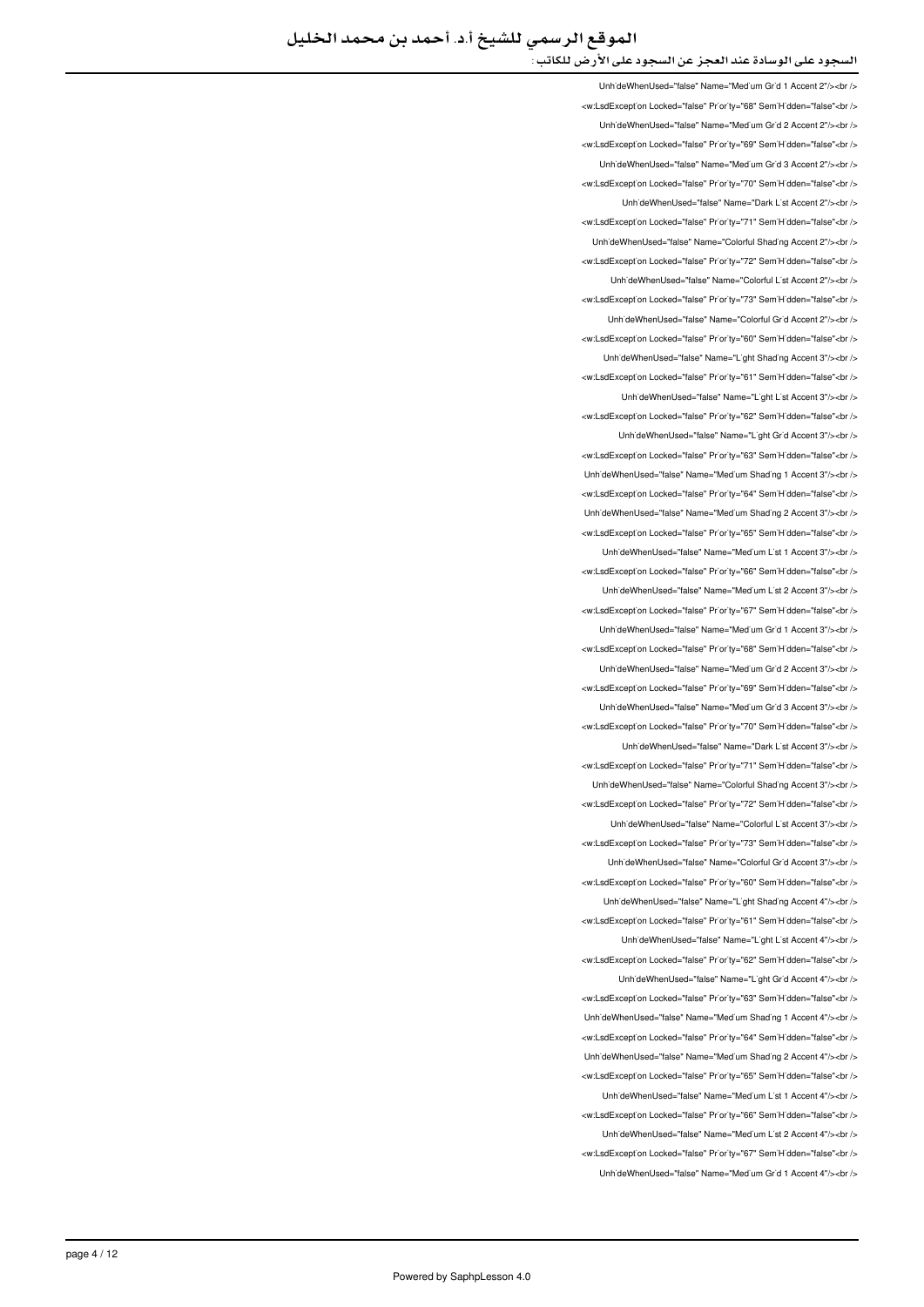```
Unh'deWhenUsed="false" Name="Med'um Gr'd 1 Accent 2"/><br />
<w:LsdExcept'on Locked="false" Pr'or'ty="68" Sem'H'dden="false"<br />
Unh'deWhenUsed="false" Name="Med'um Gr'd 2 Accent 2"/><br />
<w:LsdExcept'on Locked="false" Pr'or'ty="69" Sem'H'dden="false"<br />
Unh'deWhenUsed="false" Name="Med'um Gr'd 3 Accent 2"/><br />
<w:LsdExcept'on Locked="false" Pr'or'ty="70" Sem'H'dden="false"<br />
Unh'deWhenUsed="false" Name="Dark L'st Accent 2"/><br />
<w:LsdExcept'on Locked="false" Pr'or'ty="71" Sem'H'dden="false"<br />
Unh'deWhenUsed="false" Name="Colorful Shad'ng Accent 2"/><br />
<w:LsdExcept'on Locked="false" Pr'or'ty="72" Sem'H'dden="false"<br />
Unh'deWhenUsed="false" Name="Colorful L'st Accent 2"/><br />
<w:LsdExcept'on Locked="false" Pr'or'ty="73" Sem'H'dden="false"<br />
Unh'deWhenUsed="false" Name="Colorful Gr'd Accent 2"/><br />
<w:LsdExcept'on Locked="false" Pr'or'ty="60" Sem'H'dden="false"<br />
Unh'deWhenUsed="false" Name="L'ght Shad'ng Accent 3"/><br />
<w:LsdExcept'on Locked="false" Pr'or'ty="61" Sem'H'dden="false"<br />
Unh'deWhenUsed="false" Name="L'ght L'st Accent 3"/><br />
<w:LsdExcept'on Locked="false" Pr'or'ty="62" Sem'H'dden="false"<br />
Unh'deWhenUsed="false" Name="L'ght Gr'd Accent 3"/><br />
<w:LsdExcept'on Locked="false" Pr'or'ty="63" Sem'H'dden="false"<br />
Unh'deWhenUsed="false" Name="Med'um Shad'ng 1 Accent 3"/><br />
<w:LsdExcept'on Locked="false" Pr'or'ty="64" Sem'H'dden="false"<br />
Unh'deWhenUsed="false" Name="Med'um Shad'ng 2 Accent 3"/><br />
<w:LsdExcept'on Locked="false" Pr'or'ty="65" Sem'H'dden="false"<br />
Unh'deWhenUsed="false" Name="Med'um L'st 1 Accent 3"/><br />
<w:LsdExcept'on Locked="false" Pr'or'ty="66" Sem'H'dden="false"<br />
Unh'deWhenUsed="false" Name="Med'um L'st 2 Accent 3"/><br />
<w:LsdExcept'on Locked="false" Pr'or'ty="67" Sem'H'dden="false"<br />
Unh'deWhenUsed="false" Name="Med'um Gr'd 1 Accent 3"/><br />
<w:LsdExcept'on Locked="false" Pr'or'ty="68" Sem'H'dden="false"<br />
Unh'deWhenUsed="false" Name="Med'um Gr'd 2 Accent 3"/><br />
<w:LsdExcept'on Locked="false" Pr'or'ty="69" Sem'H'dden="false"<br />
Unh'deWhenUsed="false" Name="Med'um Gr'd 3 Accent 3"/><br />
<w:LsdExcept'on Locked="false" Pr'or'ty="70" Sem'H'dden="false"<br />
Unh'deWhenUsed="false" Name="Dark L'st Accent 3"/><br />
<w:LsdExcept'on Locked="false" Pr'or'ty="71" Sem'H'dden="false"<br />
Unh'deWhenUsed="false" Name="Colorful Shad'ng Accent 3"/><br />
<w:LsdExcept'on Locked="false" Pr'or'ty="72" Sem'H'dden="false"<br />
Unh'deWhenUsed="false" Name="Colorful L'st Accent 3"/><br />
<w:LsdExcept'on Locked="false" Pr'or'ty="73" Sem'H'dden="false"<br />
Unh'deWhenUsed="false" Name="Colorful Gr'd Accent 3"/><br />
<w:LsdExcept'on Locked="false" Pr'or'ty="60" Sem'H'dden="false"<br />
Unh'deWhenUsed="false" Name="L'ght Shad'ng Accent 4"/><br />
<w:LsdExcept'on Locked="false" Pr'or'ty="61" Sem'H'dden="false"<br />
Unh'deWhenUsed="false" Name="L'ght L'st Accent 4"/><br />
<w:LsdExcept'on Locked="false" Pr'or'ty="62" Sem'H'dden="false"<br />
Unh'deWhenUsed="false" Name="L'ght Gr'd Accent 4"/><br />
<w:LsdExcept'on Locked="false" Pr'or'ty="63" Sem'H'dden="false"<br />
Unh'deWhenUsed="false" Name="Med'um Shad'ng 1 Accent 4"/><br />
<w:LsdExcept'on Locked="false" Pr'or'ty="64" Sem'H'dden="false"<br />
Unh'deWhenUsed="false" Name="Med'um Shad'ng 2 Accent 4"/><br />
<w:LsdExcept'on Locked="false" Pr'or'ty="65" Sem'H'dden="false"<br />
Unh'deWhenUsed="false" Name="Med'um L'st 1 Accent 4"/><br />
<w:LsdExcept'on Locked="false" Pr'or'ty="66" Sem'H'dden="false"<br />
Unh'deWhenUsed="false" Name="Med'um L'st 2 Accent 4"/><br />
<w:LsdExcept'on Locked="false" Pr'or'ty="67" Sem'H'dden="false"<br />
Unh'deWhenUsed="false" Name="Med'um Gr'd 1 Accent 4"/><br />
```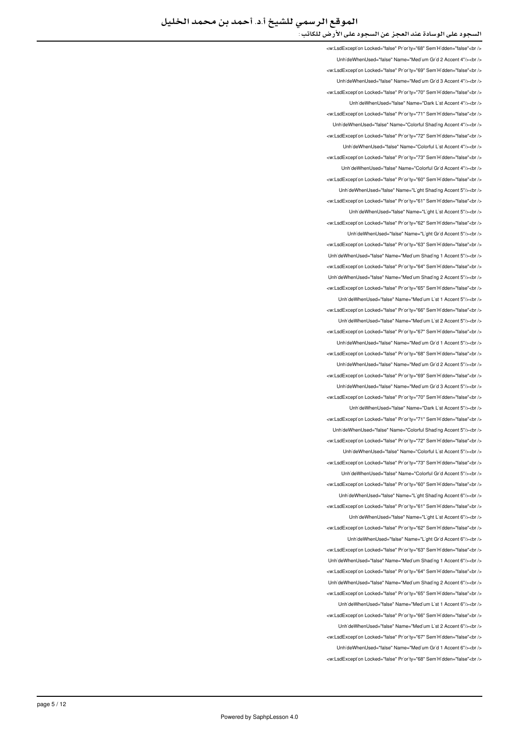```
<w:LsdExcept`on Locked="false" Pr`or`ty="68" Sem`H`dden="false"<br />
Unh`deWhenUsed="false" Name="Med`um Gr`d 2 Accent 4"/><br />
<w:LsdExcept`on Locked="false" Pr`or`ty="69" Sem`H`dden="false"<br />
Unh`deWhenUsed="false" Name="Med`um Gr`d 3 Accent 4"/><br />
<w:LsdExcept`on Locked="false" Pr`or`ty="70" Sem`H`dden="false"<br />
Unh`deWhenUsed="false" Name="Dark L`st Accent 4"/><br />
<w:LsdExcept`on Locked="false" Pr`or`ty="71" Sem`H`dden="false"<br />
Unh`deWhenUsed="false" Name="Colorful Shad`ng Accent 4"/><br />
<w:LsdExcept`on Locked="false" Pr`or`ty="72" Sem`H`dden="false"<br />
Unh`deWhenUsed="false" Name="Colorful L`st Accent 4"/><br />
<w:LsdExcept`on Locked="false" Pr`or`ty="73" Sem`H`dden="false"<br />
Unh`deWhenUsed="false" Name="Colorful Gr`d Accent 4"/><br />
<w:LsdExcept`on Locked="false" Pr`or`ty="60" Sem`H`dden="false"<br />
Unh`deWhenUsed="false" Name="L`ght Shad`ng Accent 5"/><br />
<w:LsdExcept`on Locked="false" Pr`or`ty="61" Sem`H`dden="false"<br />
Unh`deWhenUsed="false" Name="L`ght L`st Accent 5"/><br />
<w:LsdExcept`on Locked="false" Pr`or`ty="62" Sem`H`dden="false"<br />
Unh`deWhenUsed="false" Name="L`ght Gr`d Accent 5"/><br />
<w:LsdExcept`on Locked="false" Pr`or`ty="63" Sem`H`dden="false"<br />
Unh`deWhenUsed="false" Name="Med`um Shad`ng 1 Accent 5"/><br />
<w:LsdExcept`on Locked="false" Pr`or`ty="64" Sem`H`dden="false"<br />
Unh`deWhenUsed="false" Name="Med`um Shad`ng 2 Accent 5"/><br />
<w:LsdExcept`on Locked="false" Pr`or`ty="65" Sem`H`dden="false"<br />
Unh`deWhenUsed="false" Name="Med`um L`st 1 Accent 5"/><br />
<w:LsdExcept`on Locked="false" Pr`or`ty="66" Sem`H`dden="false"<br />
Unh`deWhenUsed="false" Name="Med`um L`st 2 Accent 5"/><br />
<w:LsdExcept`on Locked="false" Pr`or`ty="67" Sem`H`dden="false"<br />
Unh`deWhenUsed="false" Name="Med`um Gr`d 1 Accent 5"/><br />
<w:LsdExcept`on Locked="false" Pr`or`ty="68" Sem`H`dden="false"<br />
Unh`deWhenUsed="false" Name="Med`um Gr`d 2 Accent 5"/><br />
<w:LsdExcept`on Locked="false" Pr`or`ty="69" Sem`H`dden="false"<br />
Unh`deWhenUsed="false" Name="Med`um Gr`d 3 Accent 5"/><br />
<w:LsdExcept`on Locked="false" Pr`or`ty="70" Sem`H`dden="false"<br />
Unh`deWhenUsed="false" Name="Dark L`st Accent 5"/><br />
<w:LsdExcept`on Locked="false" Pr`or`ty="71" Sem`H`dden="false"<br />
Unh`deWhenUsed="false" Name="Colorful Shad`ng Accent 5"/><br />
<w:LsdExcept`on Locked="false" Pr`or`ty="72" Sem`H`dden="false"<br />
Unh`deWhenUsed="false" Name="Colorful L`st Accent 5"/><br />
<w:LsdExcept`on Locked="false" Pr`or`ty="73" Sem`H`dden="false"<br />
Unh`deWhenUsed="false" Name="Colorful Gr`d Accent 5"/><br />
<w:LsdExcept`on Locked="false" Pr`or`ty="60" Sem`H`dden="false"<br />
Unh`deWhenUsed="false" Name="L`ght Shad`ng Accent 6"/><br />
<w:LsdExcept`on Locked="false" Pr`or`ty="61" Sem`H`dden="false"<br />
Unh`deWhenUsed="false" Name="L`ght L`st Accent 6"/><br />
<w:LsdExcept`on Locked="false" Pr`or`ty="62" Sem`H`dden="false"<br />
Unh`deWhenUsed="false" Name="L`ght Gr`d Accent 6"/><br />
<w:LsdExcept`on Locked="false" Pr`or`ty="63" Sem`H`dden="false"<br />
Unh`deWhenUsed="false" Name="Med`um Shad`ng 1 Accent 6"/><br />
<w:LsdExcept`on Locked="false" Pr`or`ty="64" Sem`H`dden="false"<br />
Unh`deWhenUsed="false" Name="Med`um Shad`ng 2 Accent 6"/><br />
<w:LsdExcept`on Locked="false" Pr`or`ty="65" Sem`H`dden="false"<br />
Unh`deWhenUsed="false" Name="Med`um L`st 1 Accent 6"/><br />
<w:LsdExcept`on Locked="false" Pr`or`ty="66" Sem`H`dden="false"<br />
Unh`deWhenUsed="false" Name="Med`um L`st 2 Accent 6"/><br />
<w:LsdExcept`on Locked="false" Pr`or`ty="67" Sem`H`dden="false"<br />
Unh`deWhenUsed="false" Name="Med`um Gr`d 1 Accent 6"/><br />
<w:LsdExcept`on Locked="false" Pr`or`ty="68" Sem`H`dden="false"<br />
```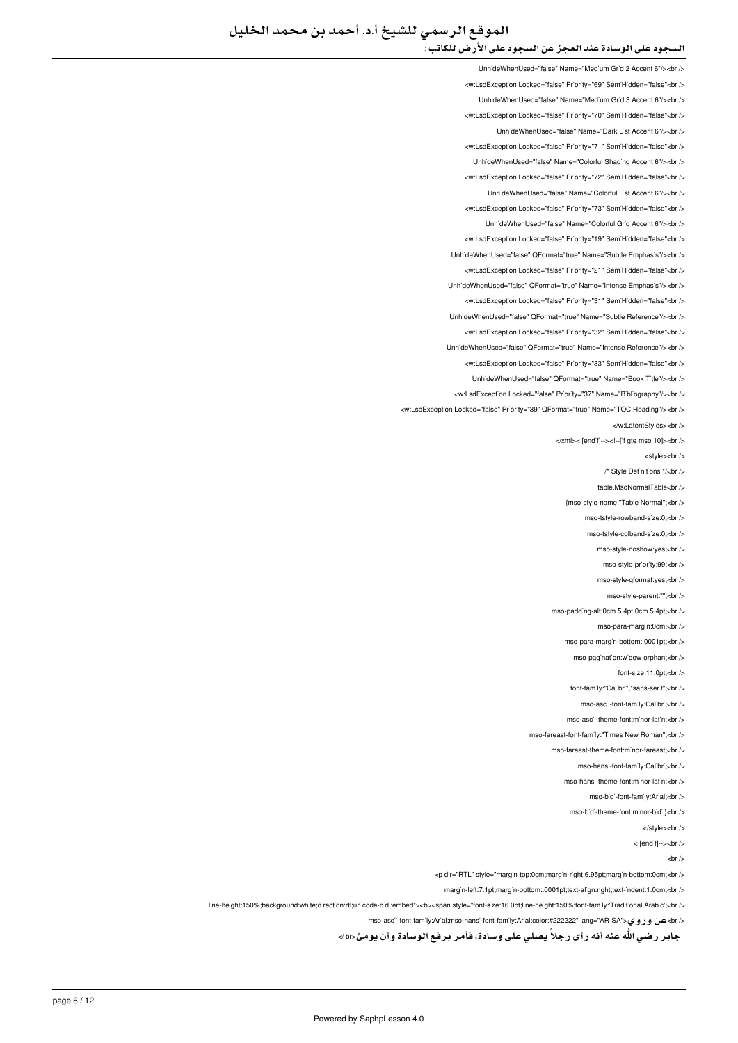Unh`deWhenUsed="false" Name="Med`um Gr`d 2 Accent 6"/><br />

<w:LsdExcept`on Locked="false" Pr`or`ty="69" Sem`H`dden="false"<br />

Unh`deWhenUsed="false" Name="Med`um Gr`d 3 Accent 6"/><br />

<w:LsdExcept`on Locked="false" Pr`or`ty="70" Sem`H`dden="false"<br />

Unh`deWhenUsed="false" Name="Dark L`st Accent 6"/><br />

<w:LsdExcept`on Locked="false" Pr`or`ty="71" Sem`H`dden="false"<br />

Unh`deWhenUsed="false" Name="Colorful Shad`ng Accent 6"/><br />

<w:LsdExcept`on Locked="false" Pr`or`ty="72" Sem`H`dden="false"<br />

Unh`deWhenUsed="false" Name="Colorful L`st Accent 6"/><br />

<w:LsdExcept`on Locked="false" Pr`or`ty="73" Sem`H`dden="false"<br />

Unh`deWhenUsed="false" Name="Colorful Gr`d Accent 6"/><br />

<w:LsdExcept`on Locked="false" Pr`or`ty="19" Sem`H`dden="false"<br />

Unh`deWhenUsed="false" QFormat="true" Name="Subtle Emphas`s"/><br />

<w:LsdExcept`on Locked="false" Pr`or`ty="21" Sem`H`dden="false"<br />

Unh`deWhenUsed="false" QFormat="true" Name="Intense Emphas`s"/><br />

<w:LsdExcept`on Locked="false" Pr`or`ty="31" Sem`H`dden="false"<br />

Unh`deWhenUsed="false" QFormat="true" Name="Subtle Reference"/><br />

<w:LsdExcept`on Locked="false" Pr`or`ty="32" Sem`H`dden="false"<br />

Unh`deWhenUsed="false" QFormat="true" Name="Intense Reference"/><br />

<w:LsdExcept`on Locked="false" Pr`or`ty="33" Sem`H`dden="false"<br />

Unh`deWhenUsed="false" QFormat="true" Name="Book T`tle"/><br />

<w:LsdExcept`on Locked="false" Pr`or`ty="37" Name="B`bl`ography"/><br />

<w:LsdExcept`on Locked="false" Pr`or`ty="39" QFormat="true" Name="TOC Head`ng"/><br />

</w:LatentStyles><br />

</xml><![end`f]--><!--[`f gte mso 10]><br />

<style><br />

/* Style Def`n`t`ons */<br />

table.MsoNormalTable<br />

{mso-style-name:"Table Normal";<br />

mso-tstyle-rowband-s`ze:0;<br />

mso-tstyle-colband-s`ze:0;<br />

mso-style-noshow:yes;<br />

mso-style-pr`or`ty:99;<br />

mso-style-qformat:yes;<br />

mso-style-parent:"";<br />

mso-padd`ng-alt:0cm 5.4pt 0cm 5.4pt;<br />

mso-para-marg`n:0cm;<br />

mso-para-marg`n-bottom:.0001pt;<br />

mso-pag`nat`on:w`dow-orphan;<br />

font-s`ze:11.0pt;<br />

font-fam`ly:"Cal`br`","sans-ser`f";<br />

mso-asc``-font-fam`ly:Cal`br`;<br />

mso-asc``-theme-font:m`nor-lat`n;<br />

mso-fareast-font-fam`ly:"T`mes New Roman";<br />

mso-fareast-theme-font:m`nor-fareast;<br />

mso-hans`-font-fam`ly:Cal`br`;<br />

mso-hans`-theme-font:m`nor-lat`n;<br />

mso-b`d`-font-fam`ly:Ar`al;<br />

mso-b`d`-theme-font:m`nor-b`d`;}<br />

</style><br />

<![end`f]--><br />

<br />

<p d`r="RTL" style="marg`n-top:0cm;marg`n-r`ght:6.95pt;marg`n-bottom:0cm;<br />

marg`n-left:7.1pt;marg`n-bottom:.0001pt;text-al`gn:r`ght;text-`ndent:1.0cm;<br />

l`ne-he`ght:150%;background:wh`te;d`rect`on:rtl;un`code-b`d`:embed"><b><span style="font-s`ze:16.0pt;l`ne-he`ght:150%;font-fam`ly:'Trad`t`onal Arab`c';<br />

mso-asc``-font-fam`ly:Ar`al;mso-hans`-font-fam`ly:Ar`al;color:#222222" lang="AR-SA">**عن وروي**<br />

**جابر رضي الله عنه أنه رأى رجلاً يصلي على وسادة، فأمر برفع الوسادة وأن يومئ**<br />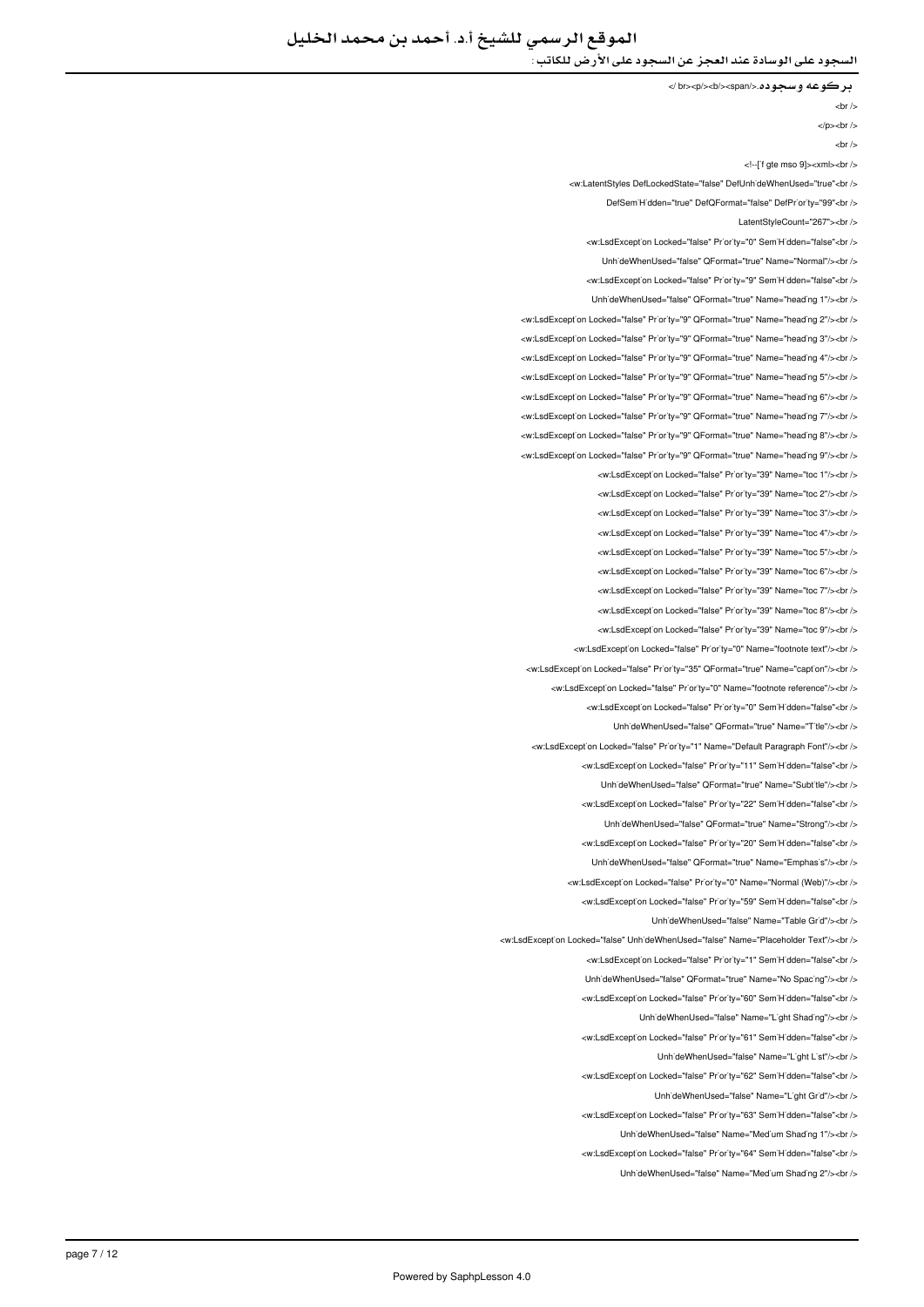بركوعه وسجوده.<span/><b/><p/><br /> 

<br />

</p><br />

<br />

<!--[if gte mso 9]><xml><br />

<w:LatentStyles DefLockedState="false" DefUnhideWhenUsed="true"<br />

DefSemiHidden="true" DefQFormat="false" DefPriority="99"<br />

LatentStyleCount="267"><br />

<w:LsdException Locked="false" Priority="0" SemiHidden="false"<br />

UnhideWhenUsed="false" QFormat="true" Name="Normal"/><br />

<w:LsdException Locked="false" Priority="9" SemiHidden="false"<br />

UnhideWhenUsed="false" QFormat="true" Name="heading 1"/><br />

<w:LsdException Locked="false" Priority="9" QFormat="true" Name="heading 2"/><br />

<w:LsdException Locked="false" Priority="9" QFormat="true" Name="heading 3"/><br />

<w:LsdException Locked="false" Priority="9" QFormat="true" Name="heading 4"/><br />

<w:LsdException Locked="false" Priority="9" QFormat="true" Name="heading 5"/><br />

<w:LsdException Locked="false" Priority="9" QFormat="true" Name="heading 6"/><br />

<w:LsdException Locked="false" Priority="9" QFormat="true" Name="heading 7"/><br />

<w:LsdException Locked="false" Priority="9" QFormat="true" Name="heading 8"/><br />

<w:LsdException Locked="false" Priority="9" QFormat="true" Name="heading 9"/><br />

<w:LsdException Locked="false" Priority="39" Name="toc 1"/><br />

<w:LsdException Locked="false" Priority="39" Name="toc 2"/><br />

<w:LsdException Locked="false" Priority="39" Name="toc 3"/><br />

<w:LsdException Locked="false" Priority="39" Name="toc 4"/><br />

<w:LsdException Locked="false" Priority="39" Name="toc 5"/><br />

<w:LsdException Locked="false" Priority="39" Name="toc 6"/><br />

<w:LsdException Locked="false" Priority="39" Name="toc 7"/><br />

<w:LsdException Locked="false" Priority="39" Name="toc 8"/><br />

<w:LsdException Locked="false" Priority="39" Name="toc 9"/><br />

<w:LsdException Locked="false" Priority="0" Name="footnote text"/><br />

<w:LsdException Locked="false" Priority="35" QFormat="true" Name="caption"/><br />

<w:LsdException Locked="false" Priority="0" Name="footnote reference"/><br />

<w:LsdException Locked="false" Priority="0" SemiHidden="false"<br />

UnhideWhenUsed="false" QFormat="true" Name="Title"/><br />

<w:LsdException Locked="false" Priority="1" Name="Default Paragraph Font"/><br />

<w:LsdException Locked="false" Priority="11" SemiHidden="false"<br />

UnhideWhenUsed="false" QFormat="true" Name="Subtitle"/><br />

<w:LsdException Locked="false" Priority="22" SemiHidden="false"<br />

UnhideWhenUsed="false" QFormat="true" Name="Strong"/><br />

<w:LsdException Locked="false" Priority="20" SemiHidden="false"<br />

UnhideWhenUsed="false" QFormat="true" Name="Emphasis"/><br />

<w:LsdException Locked="false" Priority="0" Name="Normal (Web)"/><br />

<w:LsdException Locked="false" Priority="59" SemiHidden="false"<br />

UnhideWhenUsed="false" Name="Table Grid"/><br />

<w:LsdException Locked="false" UnhideWhenUsed="false" Name="Placeholder Text"/><br />

<w:LsdException Locked="false" Priority="1" SemiHidden="false"<br />

UnhideWhenUsed="false" QFormat="true" Name="No Spacing"/><br />

<w:LsdException Locked="false" Priority="60" SemiHidden="false"<br />

UnhideWhenUsed="false" Name="Light Shading"/><br />

<w:LsdException Locked="false" Priority="61" SemiHidden="false"<br />

UnhideWhenUsed="false" Name="Light List"/><br />

<w:LsdException Locked="false" Priority="62" SemiHidden="false"<br />

UnhideWhenUsed="false" Name="Light Grid"/><br />

<w:LsdException Locked="false" Priority="63" SemiHidden="false"<br />

UnhideWhenUsed="false" Name="Medium Shading 1"/><br />

<w:LsdException Locked="false" Priority="64" SemiHidden="false"<br />

UnhideWhenUsed="false" Name="Medium Shading 2"/><br />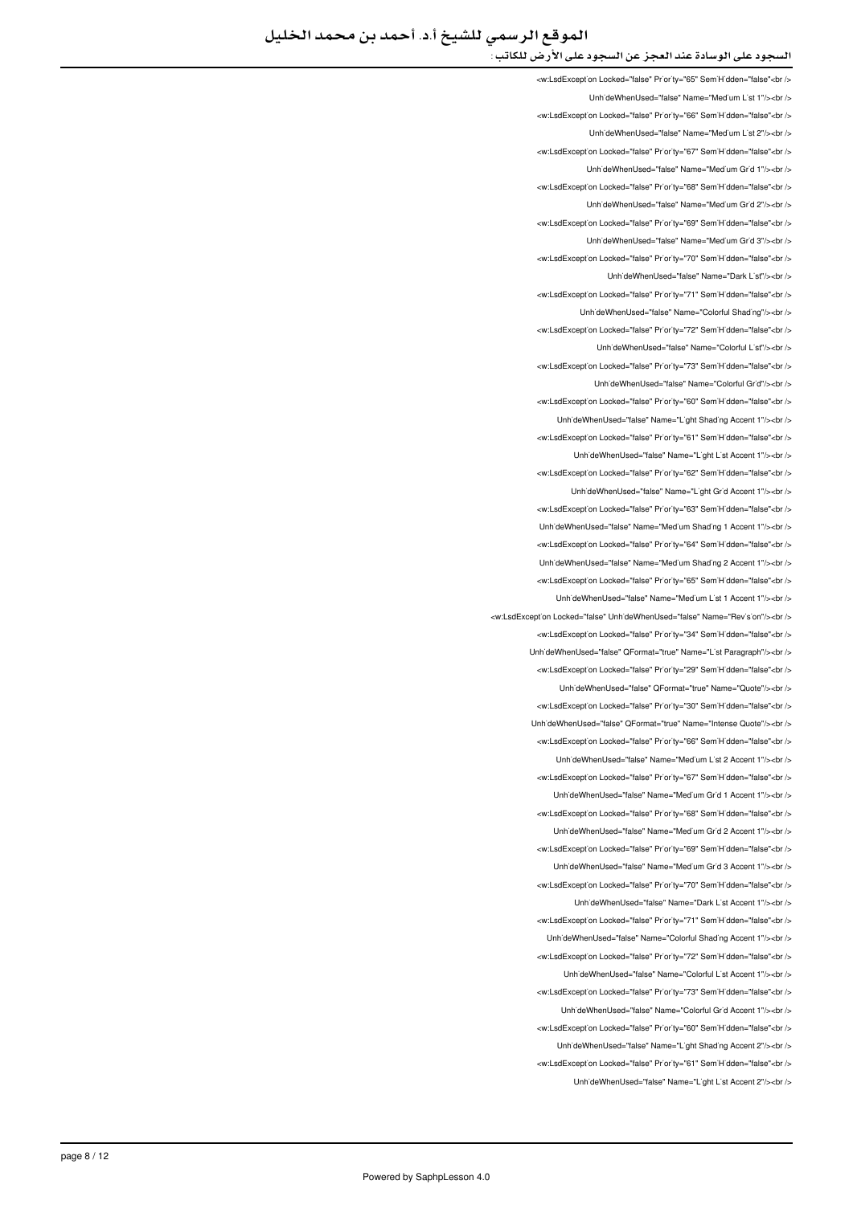<w:LsdExcept`on Locked="false" Pr`or`ty="65" Sem`H`dden="false"<br />

Unh`deWhenUsed="false" Name="Med`um L`st 1"/><br />

<w:LsdExcept`on Locked="false" Pr`or`ty="66" Sem`H`dden="false"<br />

Unh`deWhenUsed="false" Name="Med`um L`st 2"/><br />

<w:LsdExcept`on Locked="false" Pr`or`ty="67" Sem`H`dden="false"<br />

Unh`deWhenUsed="false" Name="Med`um Gr`d 1"/><br />

<w:LsdExcept`on Locked="false" Pr`or`ty="68" Sem`H`dden="false"<br />

Unh`deWhenUsed="false" Name="Med`um Gr`d 2"/><br />

<w:LsdExcept`on Locked="false" Pr`or`ty="69" Sem`H`dden="false"<br />

Unh`deWhenUsed="false" Name="Med`um Gr`d 3"/><br />

<w:LsdExcept`on Locked="false" Pr`or`ty="70" Sem`H`dden="false"<br />

Unh`deWhenUsed="false" Name="Dark L`st"/><br />

<w:LsdExcept`on Locked="false" Pr`or`ty="71" Sem`H`dden="false"<br />

Unh`deWhenUsed="false" Name="Colorful Shad`ng"/><br />

<w:LsdExcept`on Locked="false" Pr`or`ty="72" Sem`H`dden="false"<br />

Unh`deWhenUsed="false" Name="Colorful L`st"/><br />

<w:LsdExcept`on Locked="false" Pr`or`ty="73" Sem`H`dden="false"<br />

Unh`deWhenUsed="false" Name="Colorful Gr`d"/><br />

<w:LsdExcept`on Locked="false" Pr`or`ty="60" Sem`H`dden="false"<br />

Unh`deWhenUsed="false" Name="L`ght Shad`ng Accent 1"/><br />

<w:LsdExcept`on Locked="false" Pr`or`ty="61" Sem`H`dden="false"<br />

Unh`deWhenUsed="false" Name="L`ght L`st Accent 1"/><br />

<w:LsdExcept`on Locked="false" Pr`or`ty="62" Sem`H`dden="false"<br />

Unh`deWhenUsed="false" Name="L`ght Gr`d Accent 1"/><br />

<w:LsdExcept`on Locked="false" Pr`or`ty="63" Sem`H`dden="false"<br />

Unh`deWhenUsed="false" Name="Med`um Shad`ng 1 Accent 1"/><br />

<w:LsdExcept`on Locked="false" Pr`or`ty="64" Sem`H`dden="false"<br />

Unh`deWhenUsed="false" Name="Med`um Shad`ng 2 Accent 1"/><br />

<w:LsdExcept`on Locked="false" Pr`or`ty="65" Sem`H`dden="false"<br />

Unh`deWhenUsed="false" Name="Med`um L`st 1 Accent 1"/><br />

<w:LsdExcept`on Locked="false" Unh`deWhenUsed="false" Name="Rev`s`on"/><br />

<w:LsdExcept`on Locked="false" Pr`or`ty="34" Sem`H`dden="false"<br />

Unh`deWhenUsed="false" QFormat="true" Name="L`st Paragraph"/><br />

<w:LsdExcept`on Locked="false" Pr`or`ty="29" Sem`H`dden="false"<br />

Unh`deWhenUsed="false" QFormat="true" Name="Quote"/><br />

<w:LsdExcept`on Locked="false" Pr`or`ty="30" Sem`H`dden="false"<br />

Unh`deWhenUsed="false" QFormat="true" Name="Intense Quote"/><br />

<w:LsdExcept`on Locked="false" Pr`or`ty="66" Sem`H`dden="false"<br />

Unh`deWhenUsed="false" Name="Med`um L`st 2 Accent 1"/><br />

<w:LsdExcept`on Locked="false" Pr`or`ty="67" Sem`H`dden="false"<br />

Unh`deWhenUsed="false" Name="Med`um Gr`d 1 Accent 1"/><br />

<w:LsdExcept`on Locked="false" Pr`or`ty="68" Sem`H`dden="false"<br />

Unh`deWhenUsed="false" Name="Med`um Gr`d 2 Accent 1"/><br />

<w:LsdExcept`on Locked="false" Pr`or`ty="69" Sem`H`dden="false"<br />

Unh`deWhenUsed="false" Name="Med`um Gr`d 3 Accent 1"/><br />

<w:LsdExcept`on Locked="false" Pr`or`ty="70" Sem`H`dden="false"<br />

Unh`deWhenUsed="false" Name="Dark L`st Accent 1"/><br />

<w:LsdExcept`on Locked="false" Pr`or`ty="71" Sem`H`dden="false"<br />

Unh`deWhenUsed="false" Name="Colorful Shad`ng Accent 1"/><br />

<w:LsdExcept`on Locked="false" Pr`or`ty="72" Sem`H`dden="false"<br />

Unh`deWhenUsed="false" Name="Colorful L`st Accent 1"/><br />

<w:LsdExcept`on Locked="false" Pr`or`ty="73" Sem`H`dden="false"<br />

Unh`deWhenUsed="false" Name="Colorful Gr`d Accent 1"/><br />

<w:LsdExcept`on Locked="false" Pr`or`ty="60" Sem`H`dden="false"<br />

Unh`deWhenUsed="false" Name="L`ght Shad`ng Accent 2"/><br />

<w:LsdExcept`on Locked="false" Pr`or`ty="61" Sem`H`dden="false"<br />

Unh`deWhenUsed="false" Name="L`ght L`st Accent 2"/><br />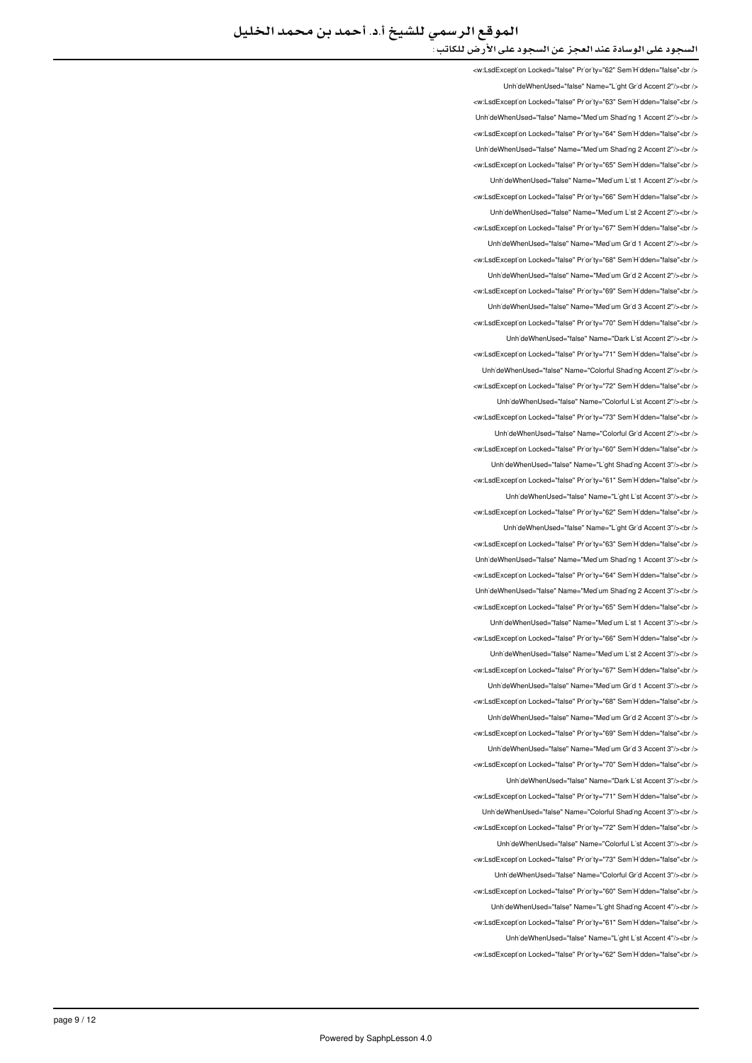<w:LsdExcept'on Locked="false" Pr'or'ty="62" Sem'H'dden="false"<br />

Unh'deWhenUsed="false" Name="L'ght Gr'd Accent 2"/><br />

<w:LsdExcept'on Locked="false" Pr'or'ty="63" Sem'H'dden="false"<br />

Unh'deWhenUsed="false" Name="Med'um Shad'ng 1 Accent 2"/><br />

<w:LsdExcept'on Locked="false" Pr'or'ty="64" Sem'H'dden="false"<br />

Unh'deWhenUsed="false" Name="Med'um Shad'ng 2 Accent 2"/><br />

<w:LsdExcept'on Locked="false" Pr'or'ty="65" Sem'H'dden="false"<br />

Unh'deWhenUsed="false" Name="Med'um L'st 1 Accent 2"/><br />

<w:LsdExcept'on Locked="false" Pr'or'ty="66" Sem'H'dden="false"<br />

Unh'deWhenUsed="false" Name="Med'um L'st 2 Accent 2"/><br />

<w:LsdExcept'on Locked="false" Pr'or'ty="67" Sem'H'dden="false"<br />

Unh'deWhenUsed="false" Name="Med'um Gr'd 1 Accent 2"/><br />

<w:LsdExcept'on Locked="false" Pr'or'ty="68" Sem'H'dden="false"<br />

Unh'deWhenUsed="false" Name="Med'um Gr'd 2 Accent 2"/><br />

<w:LsdExcept'on Locked="false" Pr'or'ty="69" Sem'H'dden="false"<br />

Unh'deWhenUsed="false" Name="Med'um Gr'd 3 Accent 2"/><br />

<w:LsdExcept'on Locked="false" Pr'or'ty="70" Sem'H'dden="false"<br />

Unh'deWhenUsed="false" Name="Dark L'st Accent 2"/><br />

<w:LsdExcept'on Locked="false" Pr'or'ty="71" Sem'H'dden="false"<br />

Unh'deWhenUsed="false" Name="Colorful Shad'ng Accent 2"/><br />

<w:LsdExcept'on Locked="false" Pr'or'ty="72" Sem'H'dden="false"<br />

Unh'deWhenUsed="false" Name="Colorful L'st Accent 2"/><br />

<w:LsdExcept'on Locked="false" Pr'or'ty="73" Sem'H'dden="false"<br />

Unh'deWhenUsed="false" Name="Colorful Gr'd Accent 2"/><br />

<w:LsdExcept'on Locked="false" Pr'or'ty="60" Sem'H'dden="false"<br />

Unh'deWhenUsed="false" Name="L'ght Shad'ng Accent 3"/><br />

<w:LsdExcept'on Locked="false" Pr'or'ty="61" Sem'H'dden="false"<br />

Unh'deWhenUsed="false" Name="L'ght L'st Accent 3"/><br />

<w:LsdExcept'on Locked="false" Pr'or'ty="62" Sem'H'dden="false"<br />

Unh'deWhenUsed="false" Name="L'ght Gr'd Accent 3"/><br />

<w:LsdExcept'on Locked="false" Pr'or'ty="63" Sem'H'dden="false"<br />

Unh'deWhenUsed="false" Name="Med'um Shad'ng 1 Accent 3"/><br />

<w:LsdExcept'on Locked="false" Pr'or'ty="64" Sem'H'dden="false"<br />

Unh'deWhenUsed="false" Name="Med'um Shad'ng 2 Accent 3"/><br />

<w:LsdExcept'on Locked="false" Pr'or'ty="65" Sem'H'dden="false"<br />

Unh'deWhenUsed="false" Name="Med'um L'st 1 Accent 3"/><br />

<w:LsdExcept'on Locked="false" Pr'or'ty="66" Sem'H'dden="false"<br />

Unh'deWhenUsed="false" Name="Med'um L'st 2 Accent 3"/><br />

<w:LsdExcept'on Locked="false" Pr'or'ty="67" Sem'H'dden="false"<br />

Unh'deWhenUsed="false" Name="Med'um Gr'd 1 Accent 3"/><br />

<w:LsdExcept'on Locked="false" Pr'or'ty="68" Sem'H'dden="false"<br />

Unh'deWhenUsed="false" Name="Med'um Gr'd 2 Accent 3"/><br />

<w:LsdExcept'on Locked="false" Pr'or'ty="69" Sem'H'dden="false"<br />

Unh'deWhenUsed="false" Name="Med'um Gr'd 3 Accent 3"/><br />

<w:LsdExcept'on Locked="false" Pr'or'ty="70" Sem'H'dden="false"<br />

Unh'deWhenUsed="false" Name="Dark L'st Accent 3"/><br />

<w:LsdExcept'on Locked="false" Pr'or'ty="71" Sem'H'dden="false"<br />

Unh'deWhenUsed="false" Name="Colorful Shad'ng Accent 3"/><br />

<w:LsdExcept'on Locked="false" Pr'or'ty="72" Sem'H'dden="false"<br />

Unh'deWhenUsed="false" Name="Colorful L'st Accent 3"/><br />

<w:LsdExcept'on Locked="false" Pr'or'ty="73" Sem'H'dden="false"<br />

Unh'deWhenUsed="false" Name="Colorful Gr'd Accent 3"/><br />

<w:LsdExcept'on Locked="false" Pr'or'ty="60" Sem'H'dden="false"<br />

Unh'deWhenUsed="false" Name="L'ght Shad'ng Accent 4"/><br />

<w:LsdExcept'on Locked="false" Pr'or'ty="61" Sem'H'dden="false"<br />

Unh'deWhenUsed="false" Name="L'ght L'st Accent 4"/><br />

<w:LsdExcept'on Locked="false" Pr'or'ty="62" Sem'H'dden="false"<br />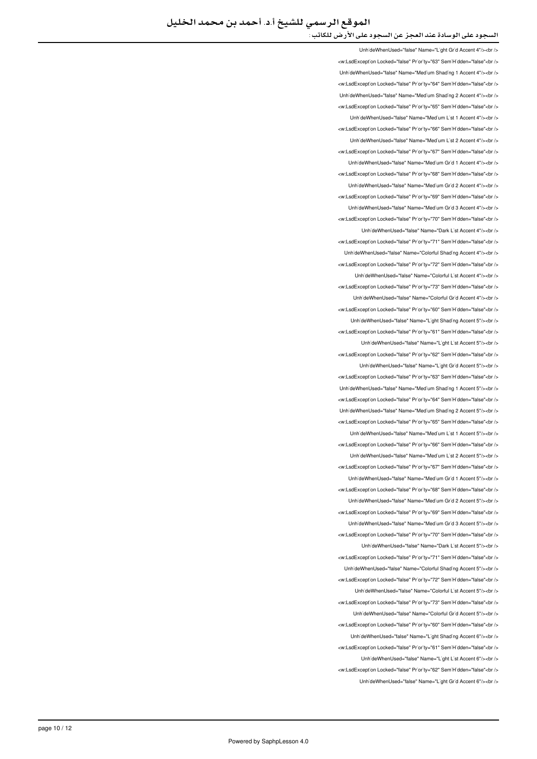Unh`deWhenUsed="false" Name="L`ght Gr`d Accent 4"/><br />
<w:LsdExcept`on Locked="false" Pr`or`ty="63" Sem`H`dden="false"<br />
Unh`deWhenUsed="false" Name="Med`um Shad`ng 1 Accent 4"/><br />
<w:LsdExcept`on Locked="false" Pr`or`ty="64" Sem`H`dden="false"<br />
Unh`deWhenUsed="false" Name="Med`um Shad`ng 2 Accent 4"/><br />
<w:LsdExcept`on Locked="false" Pr`or`ty="65" Sem`H`dden="false"<br />
Unh`deWhenUsed="false" Name="Med`um L`st 1 Accent 4"/><br />
<w:LsdExcept`on Locked="false" Pr`or`ty="66" Sem`H`dden="false"<br />
Unh`deWhenUsed="false" Name="Med`um L`st 2 Accent 4"/><br />
<w:LsdExcept`on Locked="false" Pr`or`ty="67" Sem`H`dden="false"<br />
Unh`deWhenUsed="false" Name="Med`um Gr`d 1 Accent 4"/><br />
<w:LsdExcept`on Locked="false" Pr`or`ty="68" Sem`H`dden="false"<br />
Unh`deWhenUsed="false" Name="Med`um Gr`d 2 Accent 4"/><br />
<w:LsdExcept`on Locked="false" Pr`or`ty="69" Sem`H`dden="false"<br />
Unh`deWhenUsed="false" Name="Med`um Gr`d 3 Accent 4"/><br />
<w:LsdExcept`on Locked="false" Pr`or`ty="70" Sem`H`dden="false"<br />
Unh`deWhenUsed="false" Name="Dark L`st Accent 4"/><br />
<w:LsdExcept`on Locked="false" Pr`or`ty="71" Sem`H`dden="false"<br />
Unh`deWhenUsed="false" Name="Colorful Shad`ng Accent 4"/><br />
<w:LsdExcept`on Locked="false" Pr`or`ty="72" Sem`H`dden="false"<br />
Unh`deWhenUsed="false" Name="Colorful L`st Accent 4"/><br />
<w:LsdExcept`on Locked="false" Pr`or`ty="73" Sem`H`dden="false"<br />
Unh`deWhenUsed="false" Name="Colorful Gr`d Accent 4"/><br />
<w:LsdExcept`on Locked="false" Pr`or`ty="60" Sem`H`dden="false"<br />
Unh`deWhenUsed="false" Name="L`ght Shad`ng Accent 5"/><br />
<w:LsdExcept`on Locked="false" Pr`or`ty="61" Sem`H`dden="false"<br />
Unh`deWhenUsed="false" Name="L`ght L`st Accent 5"/><br />
<w:LsdExcept`on Locked="false" Pr`or`ty="62" Sem`H`dden="false"<br />
Unh`deWhenUsed="false" Name="L`ght Gr`d Accent 5"/><br />
<w:LsdExcept`on Locked="false" Pr`or`ty="63" Sem`H`dden="false"<br />
Unh`deWhenUsed="false" Name="Med`um Shad`ng 1 Accent 5"/><br />
<w:LsdExcept`on Locked="false" Pr`or`ty="64" Sem`H`dden="false"<br />
Unh`deWhenUsed="false" Name="Med`um Shad`ng 2 Accent 5"/><br />
<w:LsdExcept`on Locked="false" Pr`or`ty="65" Sem`H`dden="false"<br />
Unh`deWhenUsed="false" Name="Med`um L`st 1 Accent 5"/><br />
<w:LsdExcept`on Locked="false" Pr`or`ty="66" Sem`H`dden="false"<br />
Unh`deWhenUsed="false" Name="Med`um L`st 2 Accent 5"/><br />
<w:LsdExcept`on Locked="false" Pr`or`ty="67" Sem`H`dden="false"<br />
Unh`deWhenUsed="false" Name="Med`um Gr`d 1 Accent 5"/><br />
<w:LsdExcept`on Locked="false" Pr`or`ty="68" Sem`H`dden="false"<br />
Unh`deWhenUsed="false" Name="Med`um Gr`d 2 Accent 5"/><br />
<w:LsdExcept`on Locked="false" Pr`or`ty="69" Sem`H`dden="false"<br />
Unh`deWhenUsed="false" Name="Med`um Gr`d 3 Accent 5"/><br />
<w:LsdExcept`on Locked="false" Pr`or`ty="70" Sem`H`dden="false"<br />
Unh`deWhenUsed="false" Name="Dark L`st Accent 5"/><br />
<w:LsdExcept`on Locked="false" Pr`or`ty="71" Sem`H`dden="false"<br />
Unh`deWhenUsed="false" Name="Colorful Shad`ng Accent 5"/><br />
<w:LsdExcept`on Locked="false" Pr`or`ty="72" Sem`H`dden="false"<br />
Unh`deWhenUsed="false" Name="Colorful L`st Accent 5"/><br />
<w:LsdExcept`on Locked="false" Pr`or`ty="73" Sem`H`dden="false"<br />
Unh`deWhenUsed="false" Name="Colorful Gr`d Accent 5"/><br />
<w:LsdExcept`on Locked="false" Pr`or`ty="60" Sem`H`dden="false"<br />
Unh`deWhenUsed="false" Name="L`ght Shad`ng Accent 6"/><br />
<w:LsdExcept`on Locked="false" Pr`or`ty="61" Sem`H`dden="false"<br />
Unh`deWhenUsed="false" Name="L`ght L`st Accent 6"/><br />
<w:LsdExcept`on Locked="false" Pr`or`ty="62" Sem`H`dden="false"<br />
Unh`deWhenUsed="false" Name="L`ght Gr`d Accent 6"/><br />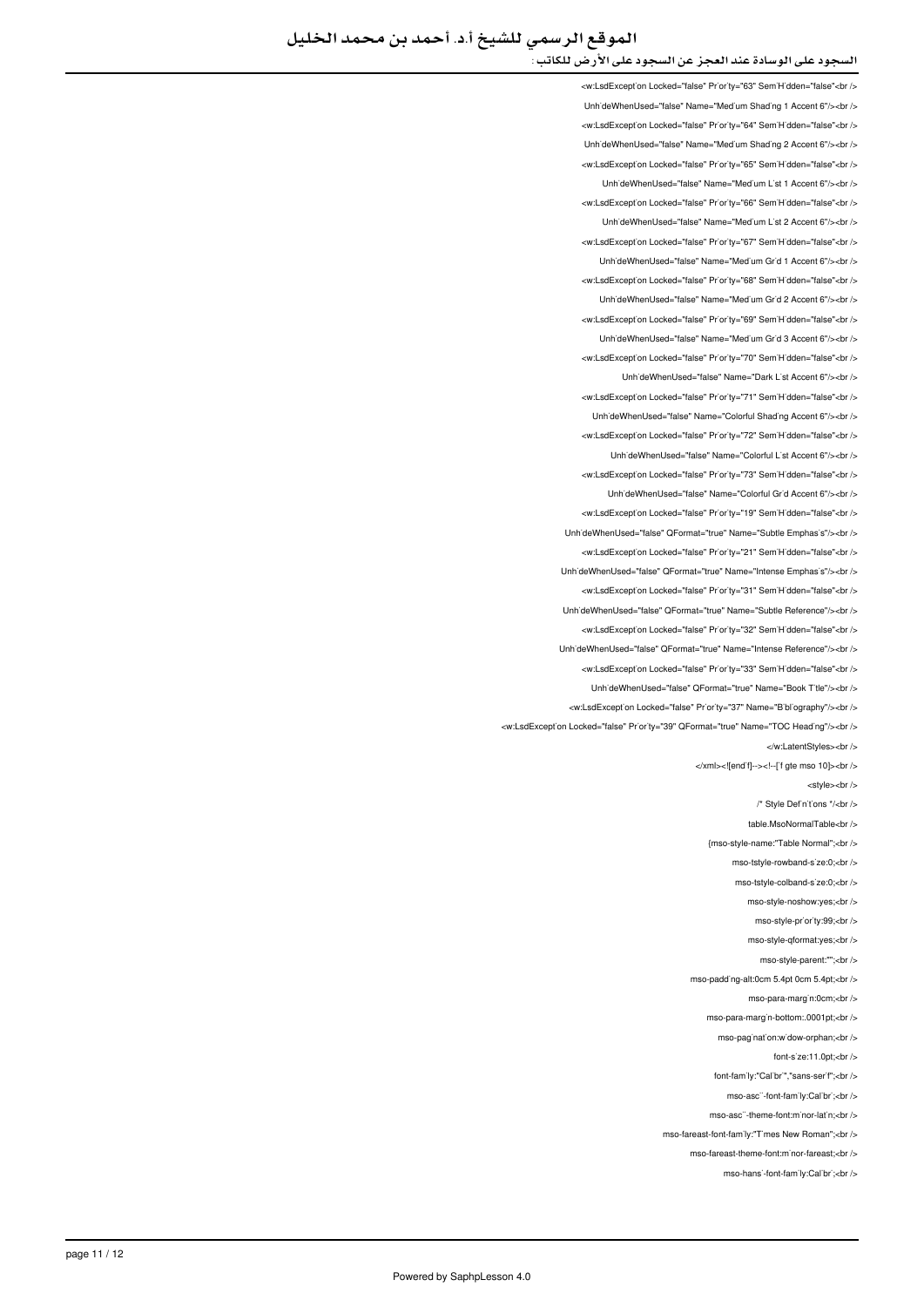<w:LsdExcept`on Locked="false" Pr`or`ty="63" Sem`H`dden="false"<br />

Unh`deWhenUsed="false" Name="Med`um Shad`ng 1 Accent 6"/><br />

<w:LsdExcept`on Locked="false" Pr`or`ty="64" Sem`H`dden="false"<br />

Unh`deWhenUsed="false" Name="Med`um Shad`ng 2 Accent 6"/><br />

<w:LsdExcept`on Locked="false" Pr`or`ty="65" Sem`H`dden="false"<br />

Unh`deWhenUsed="false" Name="Med`um L`st 1 Accent 6"/><br />

<w:LsdExcept`on Locked="false" Pr`or`ty="66" Sem`H`dden="false"<br />

Unh`deWhenUsed="false" Name="Med`um L`st 2 Accent 6"/><br />

<w:LsdExcept`on Locked="false" Pr`or`ty="67" Sem`H`dden="false"<br />

Unh`deWhenUsed="false" Name="Med`um Gr`d 1 Accent 6"/><br />

<w:LsdExcept`on Locked="false" Pr`or`ty="68" Sem`H`dden="false"<br />

Unh`deWhenUsed="false" Name="Med`um Gr`d 2 Accent 6"/><br />

<w:LsdExcept`on Locked="false" Pr`or`ty="69" Sem`H`dden="false"<br />

Unh`deWhenUsed="false" Name="Med`um Gr`d 3 Accent 6"/><br />

<w:LsdExcept`on Locked="false" Pr`or`ty="70" Sem`H`dden="false"<br />

Unh`deWhenUsed="false" Name="Dark L`st Accent 6"/><br />

<w:LsdExcept`on Locked="false" Pr`or`ty="71" Sem`H`dden="false"<br />

Unh`deWhenUsed="false" Name="Colorful Shad`ng Accent 6"/><br />

<w:LsdExcept`on Locked="false" Pr`or`ty="72" Sem`H`dden="false"<br />

Unh`deWhenUsed="false" Name="Colorful L`st Accent 6"/><br />

<w:LsdExcept`on Locked="false" Pr`or`ty="73" Sem`H`dden="false"<br />

Unh`deWhenUsed="false" Name="Colorful Gr`d Accent 6"/><br />

<w:LsdExcept`on Locked="false" Pr`or`ty="19" Sem`H`dden="false"<br />

Unh`deWhenUsed="false" QFormat="true" Name="Subtle Emphas`s"/><br />

<w:LsdExcept`on Locked="false" Pr`or`ty="21" Sem`H`dden="false"<br />

Unh`deWhenUsed="false" QFormat="true" Name="Intense Emphas`s"/><br />

<w:LsdExcept`on Locked="false" Pr`or`ty="31" Sem`H`dden="false"<br />

Unh`deWhenUsed="false" QFormat="true" Name="Subtle Reference"/><br />

<w:LsdExcept`on Locked="false" Pr`or`ty="32" Sem`H`dden="false"<br />

Unh`deWhenUsed="false" QFormat="true" Name="Intense Reference"/><br />

<w:LsdExcept`on Locked="false" Pr`or`ty="33" Sem`H`dden="false"<br />

Unh`deWhenUsed="false" QFormat="true" Name="Book T`tle"/><br />

<w:LsdExcept`on Locked="false" Pr`or`ty="37" Name="B`bl`ography"/><br />

<w:LsdExcept`on Locked="false" Pr`or`ty="39" QFormat="true" Name="TOC Head`ng"/><br />

</w:LatentStyles><br />

</xml><![end`f]--><!--[`f gte mso 10]><br />

<style><br />

/* Style Def`n`t`ons */<br />

table.MsoNormalTable<br />

{mso-style-name:"Table Normal";<br />

mso-tstyle-rowband-s`ze:0;<br />

mso-tstyle-colband-s`ze:0;<br />

mso-style-noshow:yes;<br />

mso-style-pr`or`ty:99;<br />

mso-style-qformat:yes;<br />

mso-style-parent:"";<br />

mso-padd`ng-alt:0cm 5.4pt 0cm 5.4pt;<br />

mso-para-marg`n:0cm;<br />

mso-para-marg`n-bottom:.0001pt;<br />

mso-pag`nat`on:w`dow-orphan;<br />

font-s`ze:11.0pt;<br />

font-fam`ly:"Cal`br`","sans-ser`f";<br />

mso-asc``-font-fam`ly:Cal`br`;<br />

mso-asc``-theme-font:m`nor-lat`n;<br />

mso-fareast-font-fam`ly:"T`mes New Roman";<br />

mso-fareast-theme-font:m`nor-fareast;<br />

mso-hans`-font-fam`ly:Cal`br`;<br />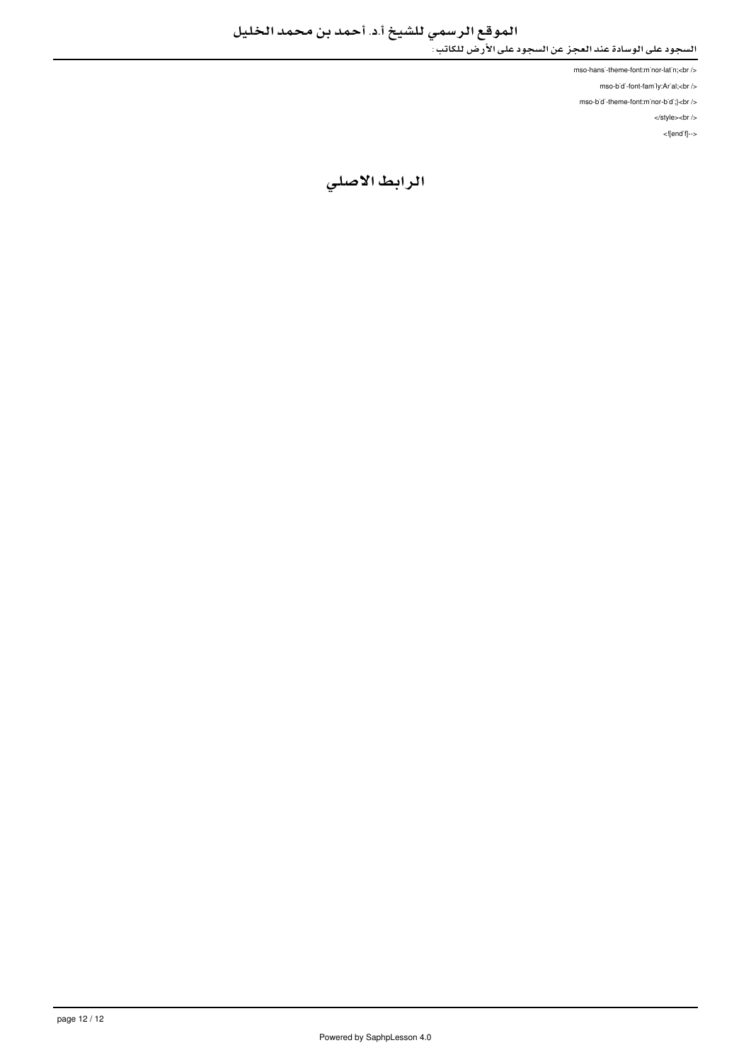mso-hans`-theme-font:m`nor-lat`n;<br />

mso-b`d`-font-fam`ly:Ar`al;<br />

mso-b`d`-theme-font:m`nor-b`d`;}<br />

</style><br />

<![end`f]-->

## الرابط الاصلي